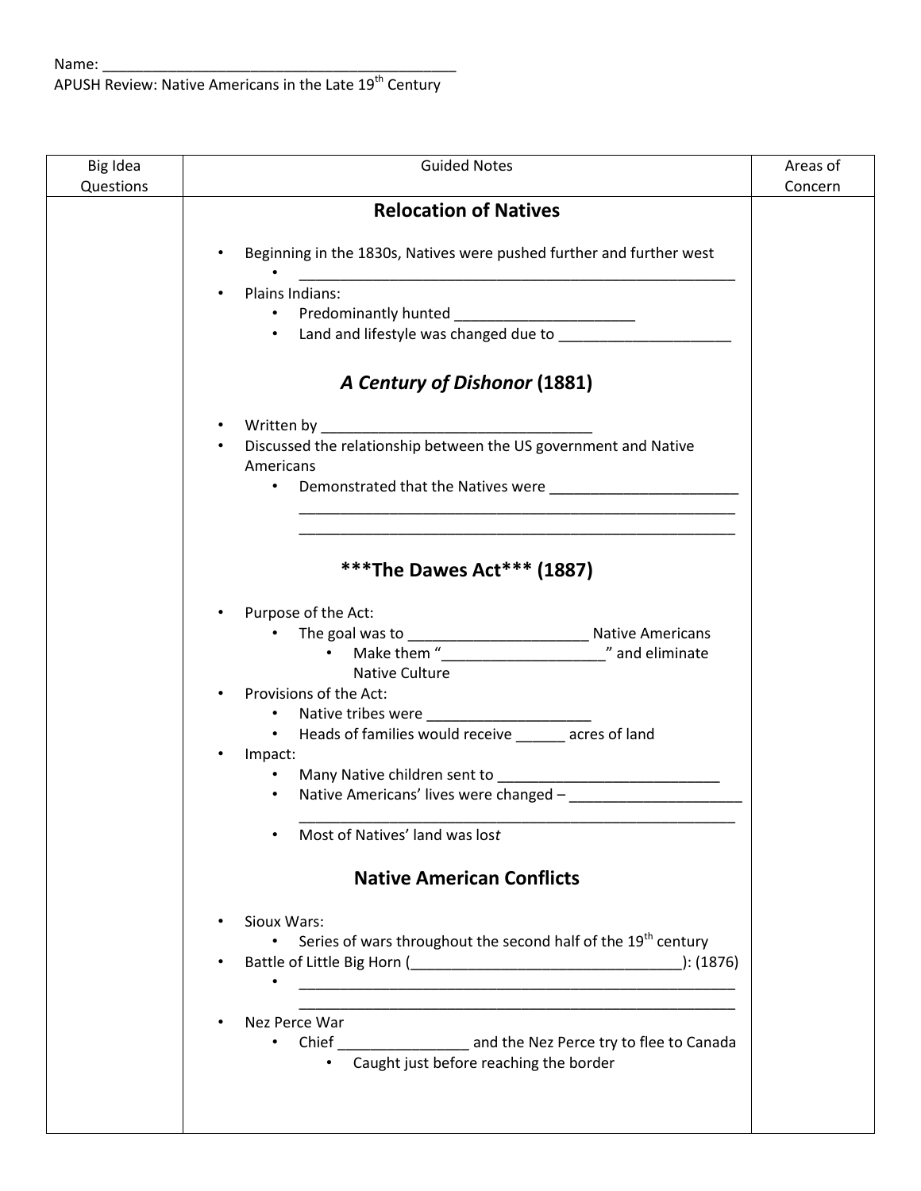Name: ____________________________________________

APUSH Review: Native Americans in the Late 19th Century

| Big Idea Questions | Guided Notes | Areas of Concern |
|---|---|---|
| | **Relocation of Natives** <br><br> • Beginning in the 1830s, Natives were pushed further and further west <br> &nbsp;&nbsp;&nbsp;&nbsp;• ______________________________________________________ <br> • Plains Indians: <br> &nbsp;&nbsp;&nbsp;&nbsp;• Predominantly hunted ______________________ <br> &nbsp;&nbsp;&nbsp;&nbsp;• Land and lifestyle was changed due to _____________________ <br><br> ***A Century of Dishonor* (1881)** <br><br> • Written by _________________________________ <br> • Discussed the relationship between the US government and Native Americans <br> &nbsp;&nbsp;&nbsp;&nbsp;• Demonstrated that the Natives were _______________________ ______________________________________________________ ______________________________________________________ <br><br> **\*\*\*The Dawes Act\*\*\* (1887)** <br><br> • Purpose of the Act: <br> &nbsp;&nbsp;&nbsp;&nbsp;• The goal was to ______________________ Native Americans <br> &nbsp;&nbsp;&nbsp;&nbsp;&nbsp;&nbsp;&nbsp;&nbsp;• Make them "____________________" and eliminate Native Culture <br> • Provisions of the Act: <br> &nbsp;&nbsp;&nbsp;&nbsp;• Native tribes were ____________________ <br> &nbsp;&nbsp;&nbsp;&nbsp;• Heads of families would receive ______ acres of land <br> • Impact: <br> &nbsp;&nbsp;&nbsp;&nbsp;• Many Native children sent to ___________________________ <br> &nbsp;&nbsp;&nbsp;&nbsp;• Native Americans' lives were changed – _____________________ ______________________________________________________ <br> &nbsp;&nbsp;&nbsp;&nbsp;• Most of Natives' land was lost <br><br> **Native American Conflicts** <br><br> • Sioux Wars: <br> &nbsp;&nbsp;&nbsp;&nbsp;• Series of wars throughout the second half of the 19th century <br> • Battle of Little Big Horn (_________________________________): (1876) <br> &nbsp;&nbsp;&nbsp;&nbsp;• ______________________________________________________ ______________________________________________________ <br> • Nez Perce War <br> &nbsp;&nbsp;&nbsp;&nbsp;• Chief ________________ and the Nez Perce try to flee to Canada <br> &nbsp;&nbsp;&nbsp;&nbsp;&nbsp;&nbsp;&nbsp;&nbsp;• Caught just before reaching the border | |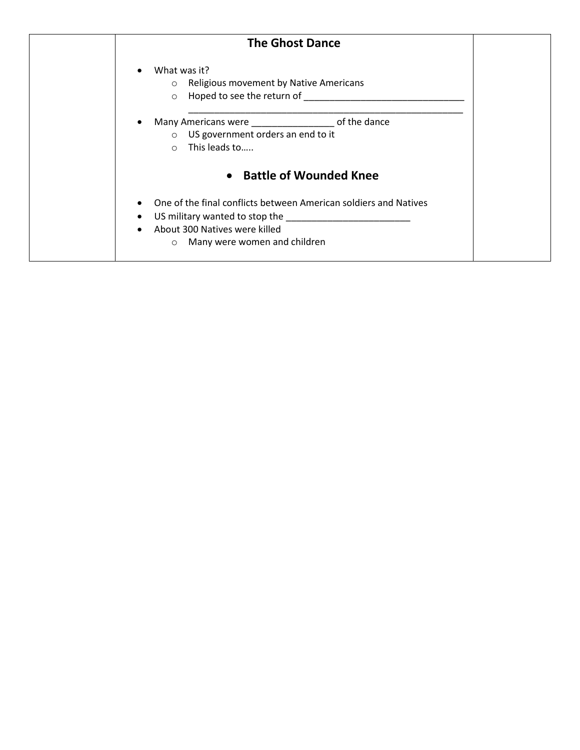## The Ghost Dance

- What was it?
  - Religious movement by Native Americans
  - Hoped to see the return of ________________________________
    _________________________________________________________
- Many Americans were ________________ of the dance
  - US government orders an end to it
  - This leads to…..

## • Battle of Wounded Knee

- One of the final conflicts between American soldiers and Natives
- US military wanted to stop the ________________________
- About 300 Natives were killed
  - Many were women and children